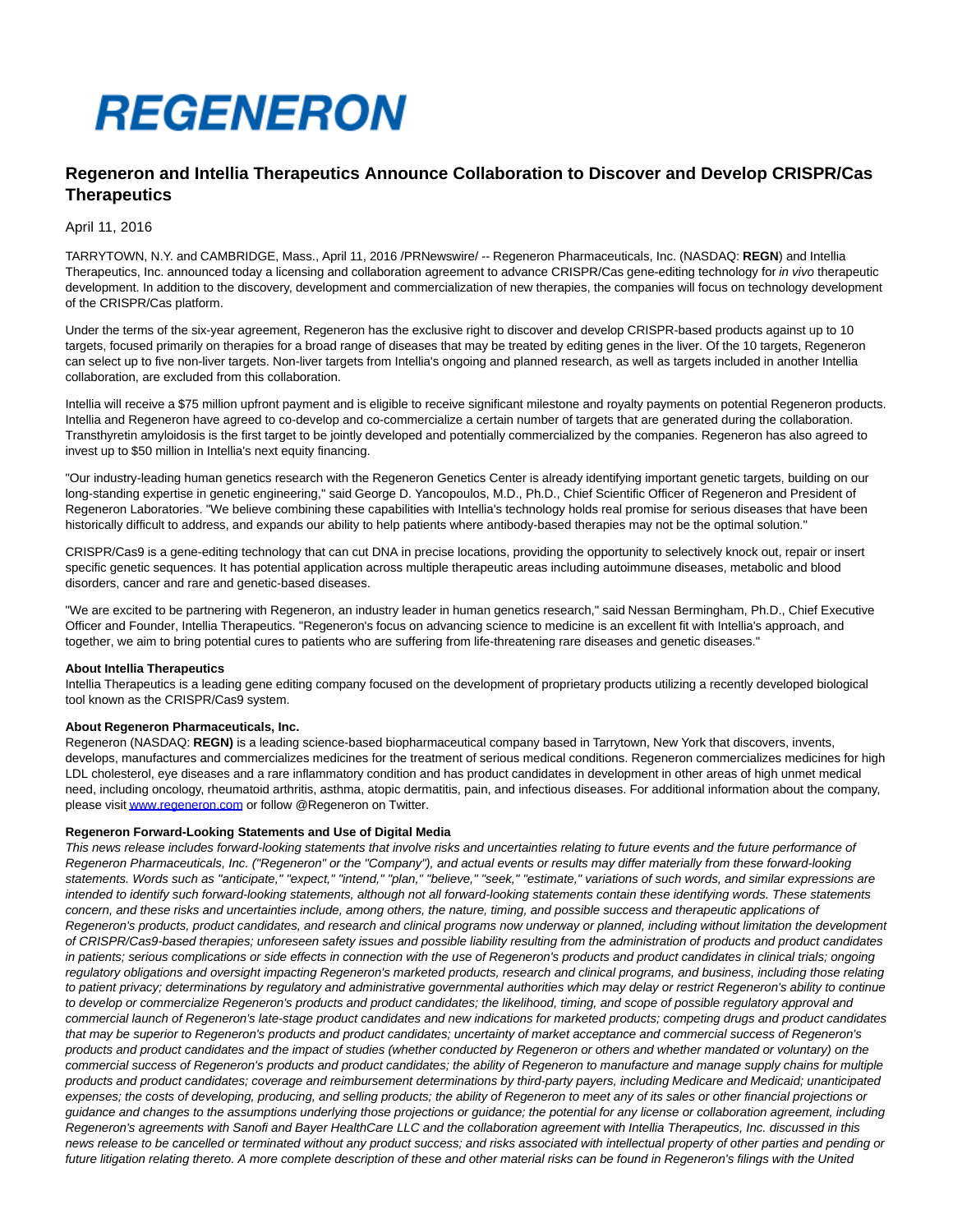# REGENERON

## Regeneron and Intellia Therapeutics Announce Collaboration to Discover and Develop CRISPR/Cas Therapeutics

April 11, 2016

TARRYTOWN, N.Y. and CAMBRIDGE, Mass., April 11, 2016 /PRNewswire/ -- Regeneron Pharmaceuticals, Inc. (NASDAQ: **REGN**) and Intellia Therapeutics, Inc. announced today a licensing and collaboration agreement to advance CRISPR/Cas gene-editing technology for *in vivo* therapeutic development. In addition to the discovery, development and commercialization of new therapies, the companies will focus on technology development of the CRISPR/Cas platform.

Under the terms of the six-year agreement, Regeneron has the exclusive right to discover and develop CRISPR-based products against up to 10 targets, focused primarily on therapies for a broad range of diseases that may be treated by editing genes in the liver. Of the 10 targets, Regeneron can select up to five non-liver targets. Non-liver targets from Intellia's ongoing and planned research, as well as targets included in another Intellia collaboration, are excluded from this collaboration.

Intellia will receive a $75 million upfront payment and is eligible to receive significant milestone and royalty payments on potential Regeneron products. Intellia and Regeneron have agreed to co-develop and co-commercialize a certain number of targets that are generated during the collaboration. Transthyretin amyloidosis is the first target to be jointly developed and potentially commercialized by the companies. Regeneron has also agreed to invest up to $50 million in Intellia's next equity financing.

"Our industry-leading human genetics research with the Regeneron Genetics Center is already identifying important genetic targets, building on our long-standing expertise in genetic engineering," said George D. Yancopoulos, M.D., Ph.D., Chief Scientific Officer of Regeneron and President of Regeneron Laboratories. "We believe combining these capabilities with Intellia's technology holds real promise for serious diseases that have been historically difficult to address, and expands our ability to help patients where antibody-based therapies may not be the optimal solution."

CRISPR/Cas9 is a gene-editing technology that can cut DNA in precise locations, providing the opportunity to selectively knock out, repair or insert specific genetic sequences. It has potential application across multiple therapeutic areas including autoimmune diseases, metabolic and blood disorders, cancer and rare and genetic-based diseases.

"We are excited to be partnering with Regeneron, an industry leader in human genetics research," said Nessan Bermingham, Ph.D., Chief Executive Officer and Founder, Intellia Therapeutics. "Regeneron's focus on advancing science to medicine is an excellent fit with Intellia's approach, and together, we aim to bring potential cures to patients who are suffering from life-threatening rare diseases and genetic diseases."

**About Intellia Therapeutics**
Intellia Therapeutics is a leading gene editing company focused on the development of proprietary products utilizing a recently developed biological tool known as the CRISPR/Cas9 system.

**About Regeneron Pharmaceuticals, Inc.**
Regeneron (NASDAQ: **REGN)** is a leading science-based biopharmaceutical company based in Tarrytown, New York that discovers, invents, develops, manufactures and commercializes medicines for the treatment of serious medical conditions. Regeneron commercializes medicines for high LDL cholesterol, eye diseases and a rare inflammatory condition and has product candidates in development in other areas of high unmet medical need, including oncology, rheumatoid arthritis, asthma, atopic dermatitis, pain, and infectious diseases. For additional information about the company, please visit www.regeneron.com or follow @Regeneron on Twitter.

**Regeneron Forward-Looking Statements and Use of Digital Media**
*This news release includes forward-looking statements that involve risks and uncertainties relating to future events and the future performance of Regeneron Pharmaceuticals, Inc. ("Regeneron" or the "Company"), and actual events or results may differ materially from these forward-looking statements. Words such as "anticipate," "expect," "intend," "plan," "believe," "seek," "estimate," variations of such words, and similar expressions are intended to identify such forward-looking statements, although not all forward-looking statements contain these identifying words. These statements concern, and these risks and uncertainties include, among others, the nature, timing, and possible success and therapeutic applications of Regeneron's products, product candidates, and research and clinical programs now underway or planned, including without limitation the development of CRISPR/Cas9-based therapies; unforeseen safety issues and possible liability resulting from the administration of products and product candidates in patients; serious complications or side effects in connection with the use of Regeneron's products and product candidates in clinical trials; ongoing regulatory obligations and oversight impacting Regeneron's marketed products, research and clinical programs, and business, including those relating to patient privacy; determinations by regulatory and administrative governmental authorities which may delay or restrict Regeneron's ability to continue to develop or commercialize Regeneron's products and product candidates; the likelihood, timing, and scope of possible regulatory approval and commercial launch of Regeneron's late-stage product candidates and new indications for marketed products; competing drugs and product candidates that may be superior to Regeneron's products and product candidates; uncertainty of market acceptance and commercial success of Regeneron's products and product candidates and the impact of studies (whether conducted by Regeneron or others and whether mandated or voluntary) on the commercial success of Regeneron's products and product candidates; the ability of Regeneron to manufacture and manage supply chains for multiple products and product candidates; coverage and reimbursement determinations by third-party payers, including Medicare and Medicaid; unanticipated expenses; the costs of developing, producing, and selling products; the ability of Regeneron to meet any of its sales or other financial projections or guidance and changes to the assumptions underlying those projections or guidance; the potential for any license or collaboration agreement, including Regeneron's agreements with Sanofi and Bayer HealthCare LLC and the collaboration agreement with Intellia Therapeutics, Inc. discussed in this news release to be cancelled or terminated without any product success; and risks associated with intellectual property of other parties and pending or future litigation relating thereto. A more complete description of these and other material risks can be found in Regeneron's filings with the United*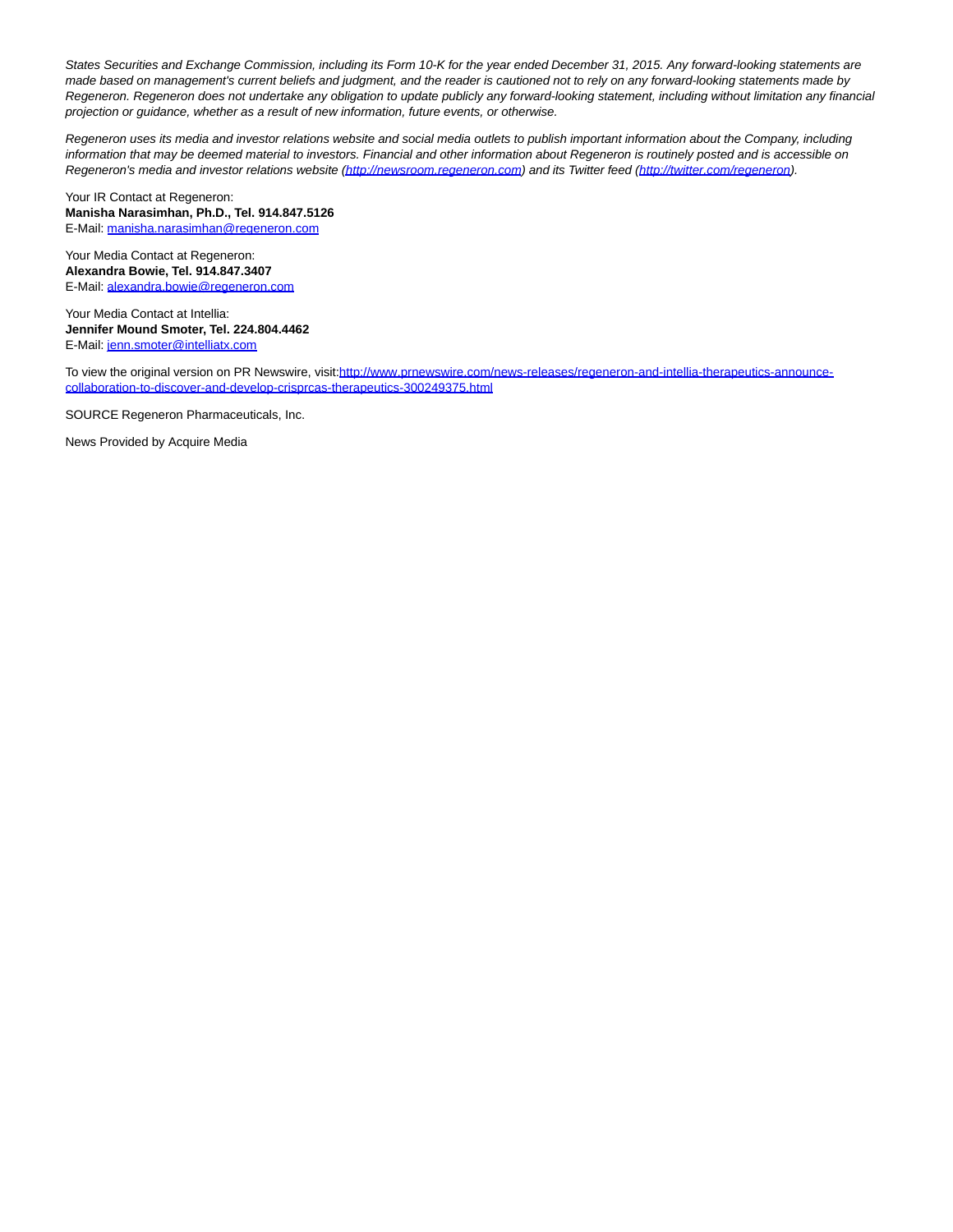*States Securities and Exchange Commission, including its Form 10-K for the year ended December 31, 2015. Any forward-looking statements are made based on management's current beliefs and judgment, and the reader is cautioned not to rely on any forward-looking statements made by Regeneron. Regeneron does not undertake any obligation to update publicly any forward-looking statement, including without limitation any financial projection or guidance, whether as a result of new information, future events, or otherwise.*

*Regeneron uses its media and investor relations website and social media outlets to publish important information about the Company, including information that may be deemed material to investors. Financial and other information about Regeneron is routinely posted and is accessible on Regeneron's media and investor relations website ([http://newsroom.regeneron.com](http://newsroom.regeneron.com)) and its Twitter feed ([http://twitter.com/regeneron](http://twitter.com/regeneron)).*

Your IR Contact at Regeneron:
**Manisha Narasimhan, Ph.D., Tel. 914.847.5126**
E-Mail: [manisha.narasimhan@regeneron.com](mailto:manisha.narasimhan@regeneron.com)

Your Media Contact at Regeneron:
**Alexandra Bowie, Tel. 914.847.3407**
E-Mail: [alexandra.bowie@regeneron.com](mailto:alexandra.bowie@regeneron.com)

Your Media Contact at Intellia:
**Jennifer Mound Smoter, Tel. 224.804.4462**
E-Mail: [jenn.smoter@intelliatx.com](mailto:jenn.smoter@intelliatx.com)

To view the original version on PR Newswire, visit:[http://www.prnewswire.com/news-releases/regeneron-and-intellia-therapeutics-announce-collaboration-to-discover-and-develop-crisprcas-therapeutics-300249375.html](http://www.prnewswire.com/news-releases/regeneron-and-intellia-therapeutics-announce-collaboration-to-discover-and-develop-crisprcas-therapeutics-300249375.html)

SOURCE Regeneron Pharmaceuticals, Inc.

News Provided by Acquire Media